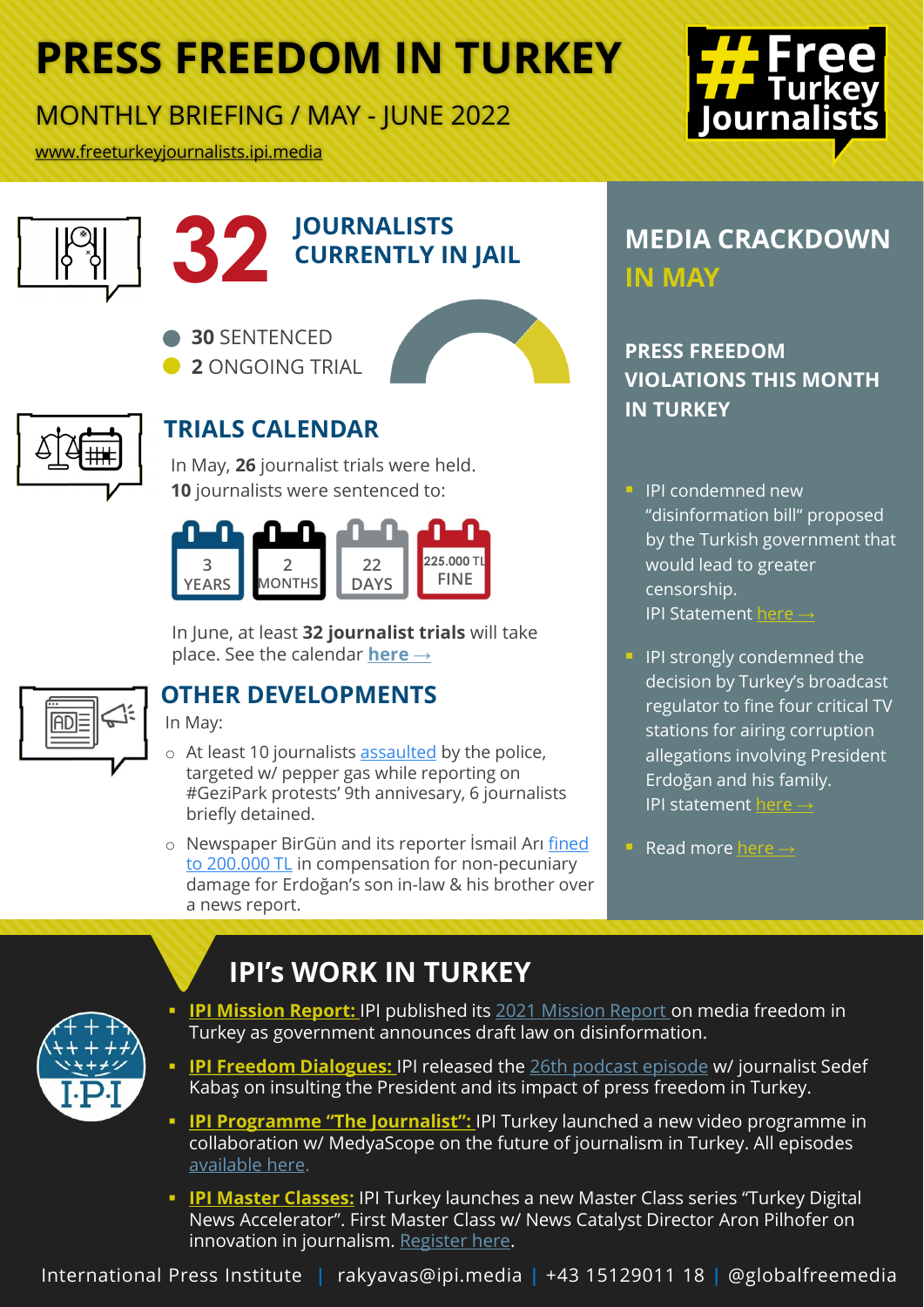# PRESS FREEDOM IN TURKEY

MONTHLY BRIEFING / MAY - JUNE 2022

www.freeturkeyjournalists.ipi.media

#FreeTurkeyJournalists

## 32 JOURNALISTS CURRENTLY IN JAIL

- **30** SENTENCED
- **2** ONGOING TRIAL

## TRIALS CALENDAR

In May, **26** journalist trials were held.
**10** journalists were sentenced to:

- 3 YEARS
- 2 MONTHS
- 22 DAYS
- 225.000 TL FINE

In June, at least **32 journalist trials** will take place. See the calendar **here →**

## OTHER DEVELOPMENTS

In May:

- At least 10 journalists assaulted by the police, targeted w/ pepper gas while reporting on #GeziPark protests' 9th anniversary, 6 journalists briefly detained.
- Newspaper BirGün and its reporter İsmail Arı fined to 200.000 TL in compensation for non-pecuniary damage for Erdoğan's son in-law & his brother over a news report.

## MEDIA CRACKDOWN IN MAY

### PRESS FREEDOM VIOLATIONS THIS MONTH IN TURKEY

- IPI condemned new "disinformation bill" proposed by the Turkish government that would lead to greater censorship.
  IPI Statement here →
- IPI strongly condemned the decision by Turkey's broadcast regulator to fine four critical TV stations for airing corruption allegations involving President Erdoğan and his family.
  IPI statement here →
- Read more here →

## IPI's WORK IN TURKEY

- **IPI Mission Report:** IPI published its 2021 Mission Report on media freedom in Turkey as government announces draft law on disinformation.
- **IPI Freedom Dialogues:** IPI released the 26th podcast episode w/ journalist Sedef Kabaş on insulting the President and its impact of press freedom in Turkey.
- **IPI Programme "The Journalist":** IPI Turkey launched a new video programme in collaboration w/ MedyaScope on the future of journalism in Turkey. All episodes available here.
- **IPI Master Classes:** IPI Turkey launches a new Master Class series "Turkey Digital News Accelerator". First Master Class w/ News Catalyst Director Aron Pilhofer on innovation in journalism. Register here.

International Press Institute | rakyavas@ipi.media | +43 15129011 18 | @globalfreemedia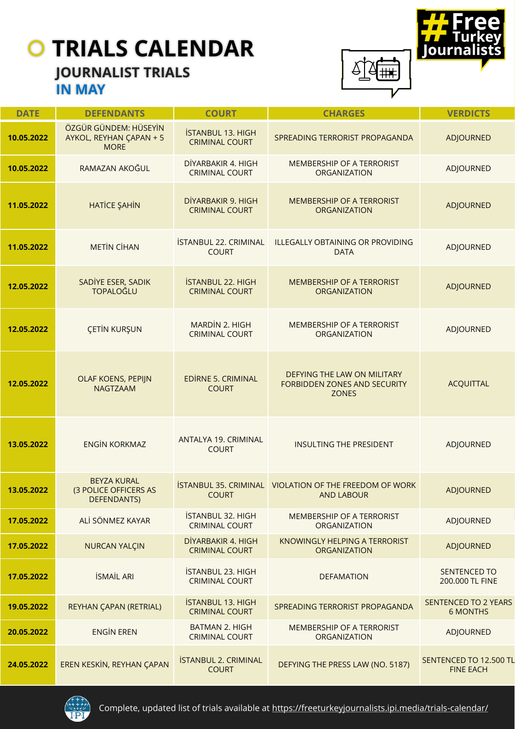# TRIALS CALENDAR

## JOURNALIST TRIALS IN MAY

#FreeTurkeyJournalists

| DATE | DEFENDANTS | COURT | CHARGES | VERDICTS |
|---|---|---|---|---|
| 10.05.2022 | ÖZGÜR GÜNDEM: HÜSEYİN AYKOL, REYHAN ÇAPAN + 5 MORE | İSTANBUL 13. HIGH CRIMINAL COURT | SPREADING TERRORIST PROPAGANDA | ADJOURNED |
| 10.05.2022 | RAMAZAN AKOĞUL | DİYARBAKIR 4. HIGH CRIMINAL COURT | MEMBERSHIP OF A TERRORIST ORGANIZATION | ADJOURNED |
| 11.05.2022 | HATİCE ŞAHİN | DİYARBAKIR 9. HIGH CRIMINAL COURT | MEMBERSHIP OF A TERRORIST ORGANIZATION | ADJOURNED |
| 11.05.2022 | METİN CİHAN | İSTANBUL 22. CRIMINAL COURT | ILLEGALLY OBTAINING OR PROVIDING DATA | ADJOURNED |
| 12.05.2022 | SADİYE ESER, SADIK TOPALOĞLU | İSTANBUL 22. HIGH CRIMINAL COURT | MEMBERSHIP OF A TERRORIST ORGANIZATION | ADJOURNED |
| 12.05.2022 | ÇETİN KURŞUN | MARDİN 2. HIGH CRIMINAL COURT | MEMBERSHIP OF A TERRORIST ORGANIZATION | ADJOURNED |
| 12.05.2022 | OLAF KOENS, PEPIJN NAGTZAAM | EDİRNE 5. CRIMINAL COURT | DEFYING THE LAW ON MILITARY FORBIDDEN ZONES AND SECURITY ZONES | ACQUITTAL |
| 13.05.2022 | ENGİN KORKMAZ | ANTALYA 19. CRIMINAL COURT | INSULTING THE PRESIDENT | ADJOURNED |
| 13.05.2022 | BEYZA KURAL (3 POLICE OFFICERS AS DEFENDANTS) | İSTANBUL 35. CRIMINAL COURT | VIOLATION OF THE FREEDOM OF WORK AND LABOUR | ADJOURNED |
| 17.05.2022 | ALİ SÖNMEZ KAYAR | İSTANBUL 32. HIGH CRIMINAL COURT | MEMBERSHIP OF A TERRORIST ORGANIZATION | ADJOURNED |
| 17.05.2022 | NURCAN YALÇIN | DİYARBAKIR 4. HIGH CRIMINAL COURT | KNOWINGLY HELPING A TERRORIST ORGANIZATION | ADJOURNED |
| 17.05.2022 | İSMAİL ARI | İSTANBUL 23. HIGH CRIMINAL COURT | DEFAMATION | SENTENCED TO 200.000 TL FINE |
| 19.05.2022 | REYHAN ÇAPAN (RETRIAL) | İSTANBUL 13. HIGH CRIMINAL COURT | SPREADING TERRORIST PROPAGANDA | SENTENCED TO 2 YEARS 6 MONTHS |
| 20.05.2022 | ENGİN EREN | BATMAN 2. HIGH CRIMINAL COURT | MEMBERSHIP OF A TERRORIST ORGANIZATION | ADJOURNED |
| 24.05.2022 | EREN KESKİN, REYHAN ÇAPAN | İSTANBUL 2. CRIMINAL COURT | DEFYING THE PRESS LAW (NO. 5187) | SENTENCED TO 12.500 TL FINE EACH |

Complete, updated list of trials available at https://freeturkeyjournalists.ipi.media/trials-calendar/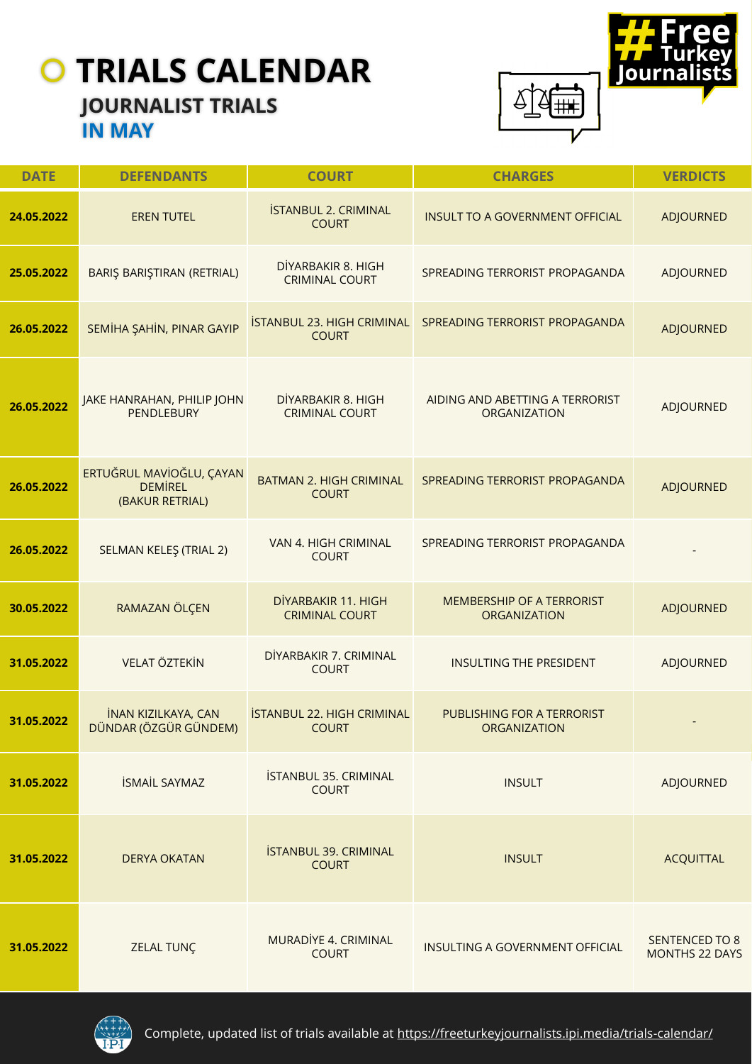# TRIALS CALENDAR

## JOURNALIST TRIALS

## IN MAY

#Free Turkey Journalists

| DATE | DEFENDANTS | COURT | CHARGES | VERDICTS |
|---|---|---|---|---|
| 24.05.2022 | EREN TUTEL | İSTANBUL 2. CRIMINAL COURT | INSULT TO A GOVERNMENT OFFICIAL | ADJOURNED |
| 25.05.2022 | BARIŞ BARIŞTIRAN (RETRIAL) | DİYARBAKIR 8. HIGH CRIMINAL COURT | SPREADING TERRORIST PROPAGANDA | ADJOURNED |
| 26.05.2022 | SEMİHA ŞAHİN, PINAR GAYIP | İSTANBUL 23. HIGH CRIMINAL COURT | SPREADING TERRORIST PROPAGANDA | ADJOURNED |
| 26.05.2022 | JAKE HANRAHAN, PHILIP JOHN PENDLEBURY | DİYARBAKIR 8. HIGH CRIMINAL COURT | AIDING AND ABETTING A TERRORIST ORGANIZATION | ADJOURNED |
| 26.05.2022 | ERTUĞRUL MAVİOĞLU, ÇAYAN DEMİREL (BAKUR RETRIAL) | BATMAN 2. HIGH CRIMINAL COURT | SPREADING TERRORIST PROPAGANDA | ADJOURNED |
| 26.05.2022 | SELMAN KELEŞ (TRIAL 2) | VAN 4. HIGH CRIMINAL COURT | SPREADING TERRORIST PROPAGANDA | - |
| 30.05.2022 | RAMAZAN ÖLÇEN | DİYARBAKIR 11. HIGH CRIMINAL COURT | MEMBERSHIP OF A TERRORIST ORGANIZATION | ADJOURNED |
| 31.05.2022 | VELAT ÖZTEKİN | DİYARBAKIR 7. CRIMINAL COURT | INSULTING THE PRESIDENT | ADJOURNED |
| 31.05.2022 | İNAN KIZILKAYA, CAN DÜNDAR (ÖZGÜR GÜNDEM) | İSTANBUL 22. HIGH CRIMINAL COURT | PUBLISHING FOR A TERRORIST ORGANIZATION | - |
| 31.05.2022 | İSMAİL SAYMAZ | İSTANBUL 35. CRIMINAL COURT | INSULT | ADJOURNED |
| 31.05.2022 | DERYA OKATAN | İSTANBUL 39. CRIMINAL COURT | INSULT | ACQUITTAL |
| 31.05.2022 | ZELAL TUNÇ | MURADİYE 4. CRIMINAL COURT | INSULTING A GOVERNMENT OFFICIAL | SENTENCED TO 8 MONTHS 22 DAYS |

Complete, updated list of trials available at https://freeturkeyjournalists.ipi.media/trials-calendar/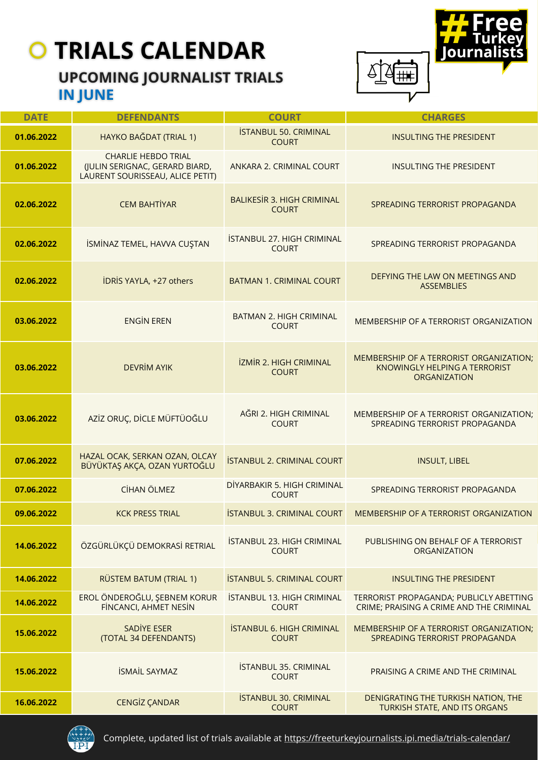# TRIALS CALENDAR

## UPCOMING JOURNALIST TRIALS IN JUNE

#FreeTurkeyJournalists

| DATE | DEFENDANTS | COURT | CHARGES |
|---|---|---|---|
| 01.06.2022 | HAYKO BAĞDAT (TRIAL 1) | İSTANBUL 50. CRIMINAL COURT | INSULTING THE PRESIDENT |
| 01.06.2022 | CHARLIE HEBDO TRIAL (JULIN SERIGNAC, GERARD BIARD, LAURENT SOURISSEAU, ALICE PETIT) | ANKARA 2. CRIMINAL COURT | INSULTING THE PRESIDENT |
| 02.06.2022 | CEM BAHTİYAR | BALIKESİR 3. HIGH CRIMINAL COURT | SPREADING TERRORIST PROPAGANDA |
| 02.06.2022 | İSMİNAZ TEMEL, HAVVA CUŞTAN | İSTANBUL 27. HIGH CRIMINAL COURT | SPREADING TERRORIST PROPAGANDA |
| 02.06.2022 | İDRİS YAYLA, +27 others | BATMAN 1. CRIMINAL COURT | DEFYING THE LAW ON MEETINGS AND ASSEMBLIES |
| 03.06.2022 | ENGİN EREN | BATMAN 2. HIGH CRIMINAL COURT | MEMBERSHIP OF A TERRORIST ORGANIZATION |
| 03.06.2022 | DEVRİM AYIK | İZMİR 2. HIGH CRIMINAL COURT | MEMBERSHIP OF A TERRORIST ORGANIZATION; KNOWINGLY HELPING A TERRORIST ORGANIZATION |
| 03.06.2022 | AZİZ ORUÇ, DİCLE MÜFTÜOĞLU | AĞRI 2. HIGH CRIMINAL COURT | MEMBERSHIP OF A TERRORIST ORGANIZATION; SPREADING TERRORIST PROPAGANDA |
| 07.06.2022 | HAZAL OCAK, SERKAN OZAN, OLCAY BÜYÜKTAŞ AKÇA, OZAN YURTOĞLU | İSTANBUL 2. CRIMINAL COURT | INSULT, LIBEL |
| 07.06.2022 | CİHAN ÖLMEZ | DİYARBAKIR 5. HIGH CRIMINAL COURT | SPREADING TERRORIST PROPAGANDA |
| 09.06.2022 | KCK PRESS TRIAL | İSTANBUL 3. CRIMINAL COURT | MEMBERSHIP OF A TERRORIST ORGANIZATION |
| 14.06.2022 | ÖZGÜRLÜKÇÜ DEMOKRASİ RETRIAL | İSTANBUL 23. HIGH CRIMINAL COURT | PUBLISHING ON BEHALF OF A TERRORIST ORGANIZATION |
| 14.06.2022 | RÜSTEM BATUM (TRIAL 1) | İSTANBUL 5. CRIMINAL COURT | INSULTING THE PRESIDENT |
| 14.06.2022 | EROL ÖNDEROĞLU, ŞEBNEM KORUR FİNCANCI, AHMET NESİN | İSTANBUL 13. HIGH CRIMINAL COURT | TERRORIST PROPAGANDA; PUBLICLY ABETTING CRIME; PRAISING A CRIME AND THE CRIMINAL |
| 15.06.2022 | SADİYE ESER (TOTAL 34 DEFENDANTS) | İSTANBUL 6. HIGH CRIMINAL COURT | MEMBERSHIP OF A TERRORIST ORGANIZATION; SPREADING TERRORIST PROPAGANDA |
| 15.06.2022 | İSMAİL SAYMAZ | İSTANBUL 35. CRIMINAL COURT | PRAISING A CRIME AND THE CRIMINAL |
| 16.06.2022 | CENGİZ ÇANDAR | İSTANBUL 30. CRIMINAL COURT | DENIGRATING THE TURKISH NATION, THE TURKISH STATE, AND ITS ORGANS |

Complete, updated list of trials available at https://freeturkeyjournalists.ipi.media/trials-calendar/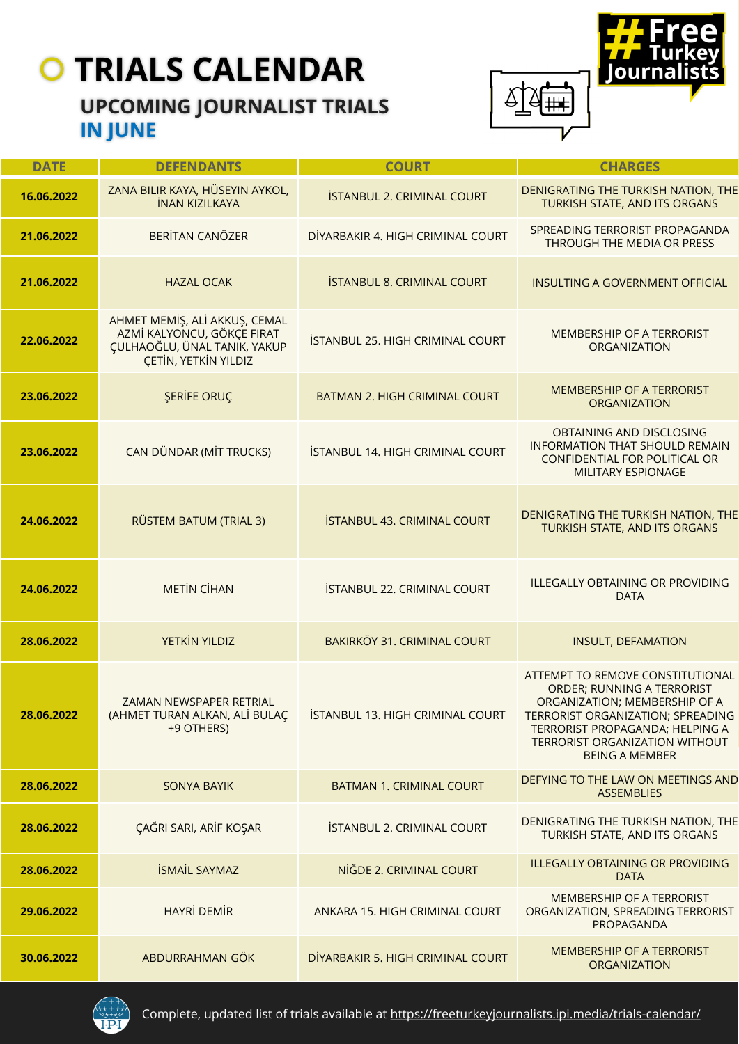# TRIALS CALENDAR

## UPCOMING JOURNALIST TRIALS IN JUNE

#FreeTurkeyJournalists

| DATE | DEFENDANTS | COURT | CHARGES |
|---|---|---|---|
| 16.06.2022 | ZANA BILIR KAYA, HÜSEYIN AYKOL, İNAN KIZILKAYA | İSTANBUL 2. CRIMINAL COURT | DENIGRATING THE TURKISH NATION, THE TURKISH STATE, AND ITS ORGANS |
| 21.06.2022 | BERİTAN CANÖZER | DİYARBAKIR 4. HIGH CRIMINAL COURT | SPREADING TERRORIST PROPAGANDA THROUGH THE MEDIA OR PRESS |
| 21.06.2022 | HAZAL OCAK | İSTANBUL 8. CRIMINAL COURT | INSULTING A GOVERNMENT OFFICIAL |
| 22.06.2022 | AHMET MEMİŞ, ALİ AKKUŞ, CEMAL AZMİ KALYONCU, GÖKÇE FIRAT ÇULHAOĞLU, ÜNAL TANIK, YAKUP ÇETİN, YETKİN YILDIZ | İSTANBUL 25. HIGH CRIMINAL COURT | MEMBERSHIP OF A TERRORIST ORGANIZATION |
| 23.06.2022 | ŞERİFE ORUÇ | BATMAN 2. HIGH CRIMINAL COURT | MEMBERSHIP OF A TERRORIST ORGANIZATION |
| 23.06.2022 | CAN DÜNDAR (MİT TRUCKS) | İSTANBUL 14. HIGH CRIMINAL COURT | OBTAINING AND DISCLOSING INFORMATION THAT SHOULD REMAIN CONFIDENTIAL FOR POLITICAL OR MILITARY ESPIONAGE |
| 24.06.2022 | RÜSTEM BATUM (TRIAL 3) | İSTANBUL 43. CRIMINAL COURT | DENIGRATING THE TURKISH NATION, THE TURKISH STATE, AND ITS ORGANS |
| 24.06.2022 | METİN CİHAN | İSTANBUL 22. CRIMINAL COURT | ILLEGALLY OBTAINING OR PROVIDING DATA |
| 28.06.2022 | YETKİN YILDIZ | BAKIRKÖY 31. CRIMINAL COURT | INSULT, DEFAMATION |
| 28.06.2022 | ZAMAN NEWSPAPER RETRIAL (AHMET TURAN ALKAN, ALİ BULAÇ +9 OTHERS) | İSTANBUL 13. HIGH CRIMINAL COURT | ATTEMPT TO REMOVE CONSTITUTIONAL ORDER; RUNNING A TERRORIST ORGANIZATION; MEMBERSHIP OF A TERRORIST ORGANIZATION; SPREADING TERRORIST PROPAGANDA; HELPING A TERRORIST ORGANIZATION WITHOUT BEING A MEMBER |
| 28.06.2022 | SONYA BAYIK | BATMAN 1. CRIMINAL COURT | DEFYING TO THE LAW ON MEETINGS AND ASSEMBLIES |
| 28.06.2022 | ÇAĞRI SARI, ARİF KOŞAR | İSTANBUL 2. CRIMINAL COURT | DENIGRATING THE TURKISH NATION, THE TURKISH STATE, AND ITS ORGANS |
| 28.06.2022 | İSMAİL SAYMAZ | NİĞDE 2. CRIMINAL COURT | ILLEGALLY OBTAINING OR PROVIDING DATA |
| 29.06.2022 | HAYRİ DEMİR | ANKARA 15. HIGH CRIMINAL COURT | MEMBERSHIP OF A TERRORIST ORGANIZATION, SPREADING TERRORIST PROPAGANDA |
| 30.06.2022 | ABDURRAHMAN GÖK | DİYARBAKIR 5. HIGH CRIMINAL COURT | MEMBERSHIP OF A TERRORIST ORGANIZATION |

Complete, updated list of trials available at https://freeturkeyjournalists.ipi.media/trials-calendar/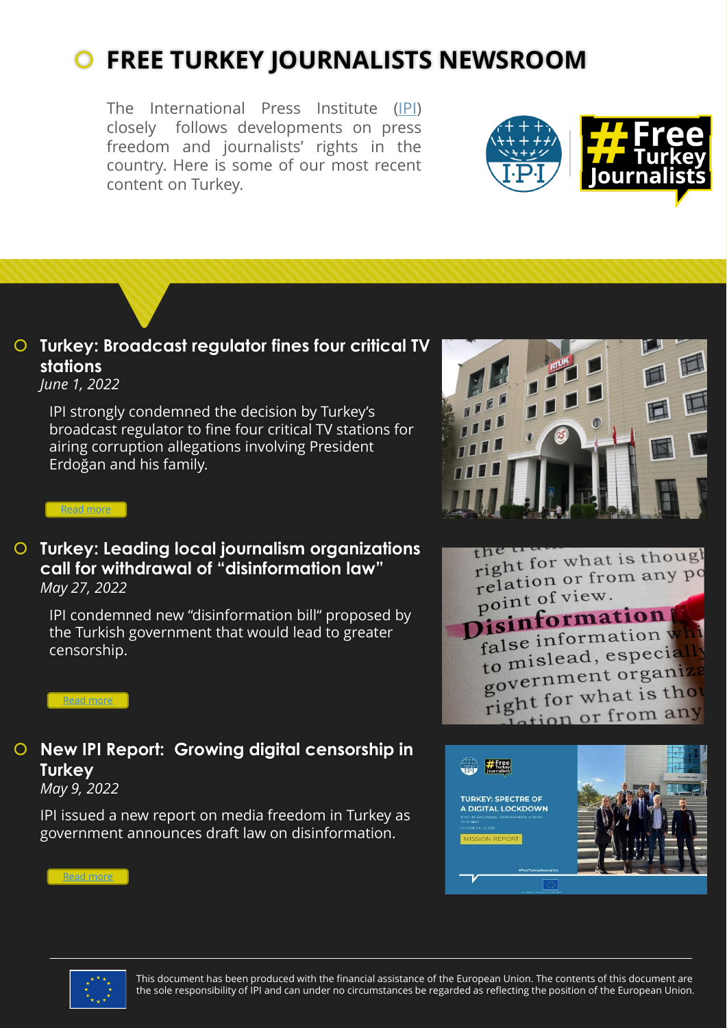# FREE TURKEY JOURNALISTS NEWSROOM

The International Press Institute (IPI) closely follows developments on press freedom and journalists' rights in the country. Here is some of our most recent content on Turkey.

## Turkey: Broadcast regulator fines four critical TV stations

*June 1, 2022*

IPI strongly condemned the decision by Turkey's broadcast regulator to fine four critical TV stations for airing corruption allegations involving President Erdoğan and his family.

Read more

## Turkey: Leading local journalism organizations call for withdrawal of "disinformation law"

*May 27, 2022*

IPI condemned new "disinformation bill" proposed by the Turkish government that would lead to greater censorship.

Read more

## New IPI Report: Growing digital censorship in Turkey

*May 9, 2022*

IPI issued a new report on media freedom in Turkey as government announces draft law on disinformation.

Read more

This document has been produced with the financial assistance of the European Union. The contents of this document are the sole responsibility of IPI and can under no circumstances be regarded as reflecting the position of the European Union.